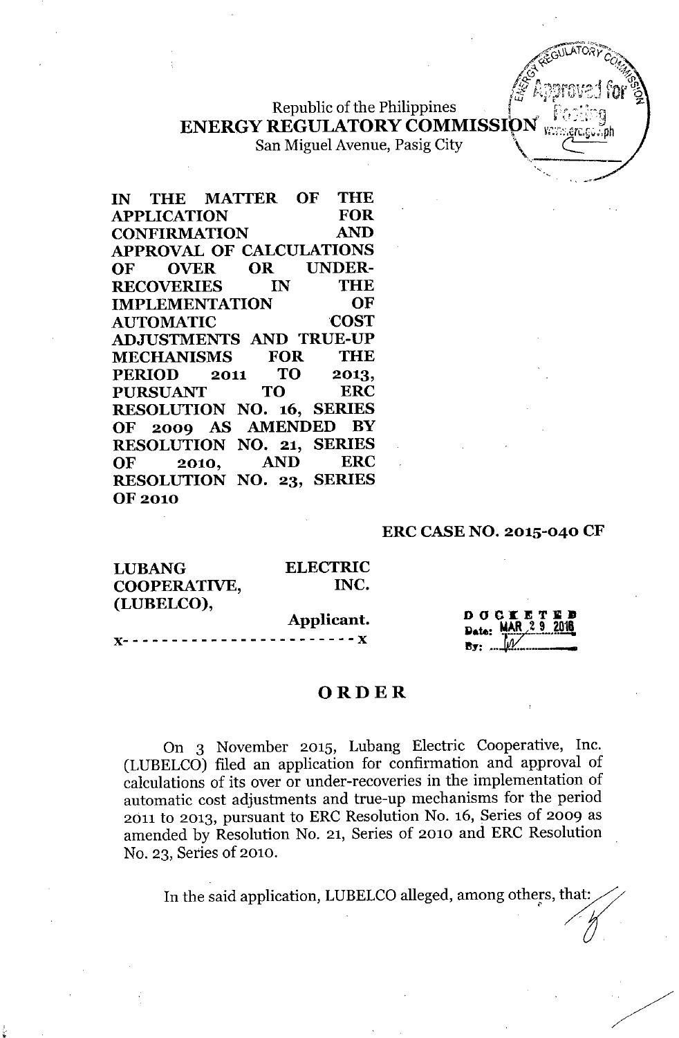Republic of the Philippines
**ENERGY REGULATORY COMMISSION**
San Miguel Avenue, Pasig City

**IN THE MATTER OF THE APPLICATION FOR CONFIRMATION AND APPROVAL OF CALCULATIONS OF OVER OR UNDER-RECOVERIES IN THE IMPLEMENTATION OF AUTOMATIC COST ADJUSTMENTS AND TRUE-UP MECHANISMS FOR THE PERIOD 2011 TO 2013, PURSUANT TO ERC RESOLUTION NO. 16, SERIES OF 2009 AS AMENDED BY RESOLUTION NO. 21, SERIES OF 2010, AND ERC RESOLUTION NO. 23, SERIES OF 2010**

**ERC CASE NO. 2015-040 CF**

**LUBANG ELECTRIC COOPERATIVE, INC. (LUBELCO),**

**Applicant.**

x- - - - - - - - - - - - - - - - - - - - - - - x

DOCKETED
Date: MAR 29 2016
By: ______

# ORDER

On 3 November 2015, Lubang Electric Cooperative, Inc. (LUBELCO) filed an application for confirmation and approval of calculations of its over or under-recoveries in the implementation of automatic cost adjustments and true-up mechanisms for the period 2011 to 2013, pursuant to ERC Resolution No. 16, Series of 2009 as amended by Resolution No. 21, Series of 2010 and ERC Resolution No. 23, Series of 2010.

In the said application, LUBELCO alleged, among others, that: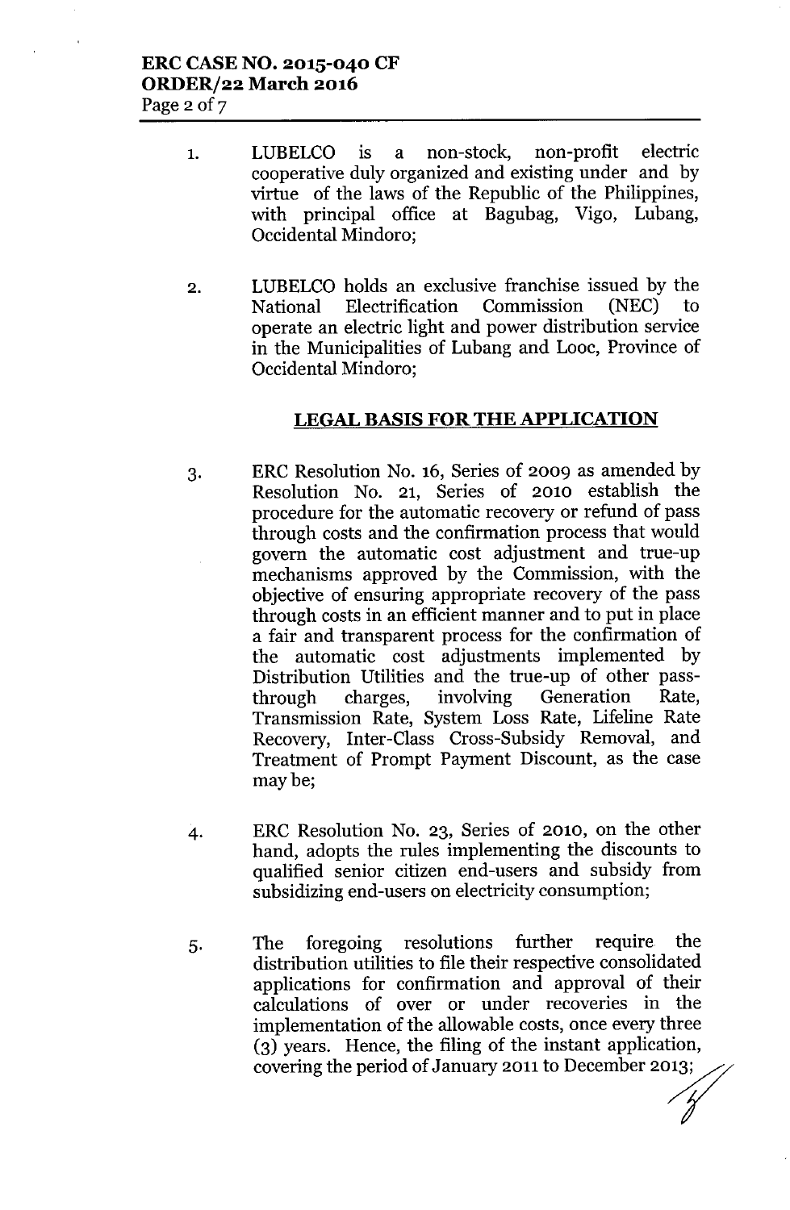1. LUBELCO is a non-stock, non-profit electric cooperative duly organized and existing under and by virtue of the laws of the Republic of the Philippines, with principal office at Bagubag, Vigo, Lubang, Occidental Mindoro;

2. LUBELCO holds an exclusive franchise issued by the National Electrification Commission (NEC) to operate an electric light and power distribution service in the Municipalities of Lubang and Looc, Province of Occidental Mindoro;

## LEGAL BASIS FOR THE APPLICATION

3. ERC Resolution No. 16, Series of 2009 as amended by Resolution No. 21, Series of 2010 establish the procedure for the automatic recovery or refund of pass through costs and the confirmation process that would govern the automatic cost adjustment and true-up mechanisms approved by the Commission, with the objective of ensuring appropriate recovery of the pass through costs in an efficient manner and to put in place a fair and transparent process for the confirmation of the automatic cost adjustments implemented by Distribution Utilities and the true-up of other pass-through charges, involving Generation Rate, Transmission Rate, System Loss Rate, Lifeline Rate Recovery, Inter-Class Cross-Subsidy Removal, and Treatment of Prompt Payment Discount, as the case may be;

4. ERC Resolution No. 23, Series of 2010, on the other hand, adopts the rules implementing the discounts to qualified senior citizen end-users and subsidy from subsidizing end-users on electricity consumption;

5. The foregoing resolutions further require the distribution utilities to file their respective consolidated applications for confirmation and approval of their calculations of over or under recoveries in the implementation of the allowable costs, once every three (3) years. Hence, the filing of the instant application, covering the period of January 2011 to December 2013;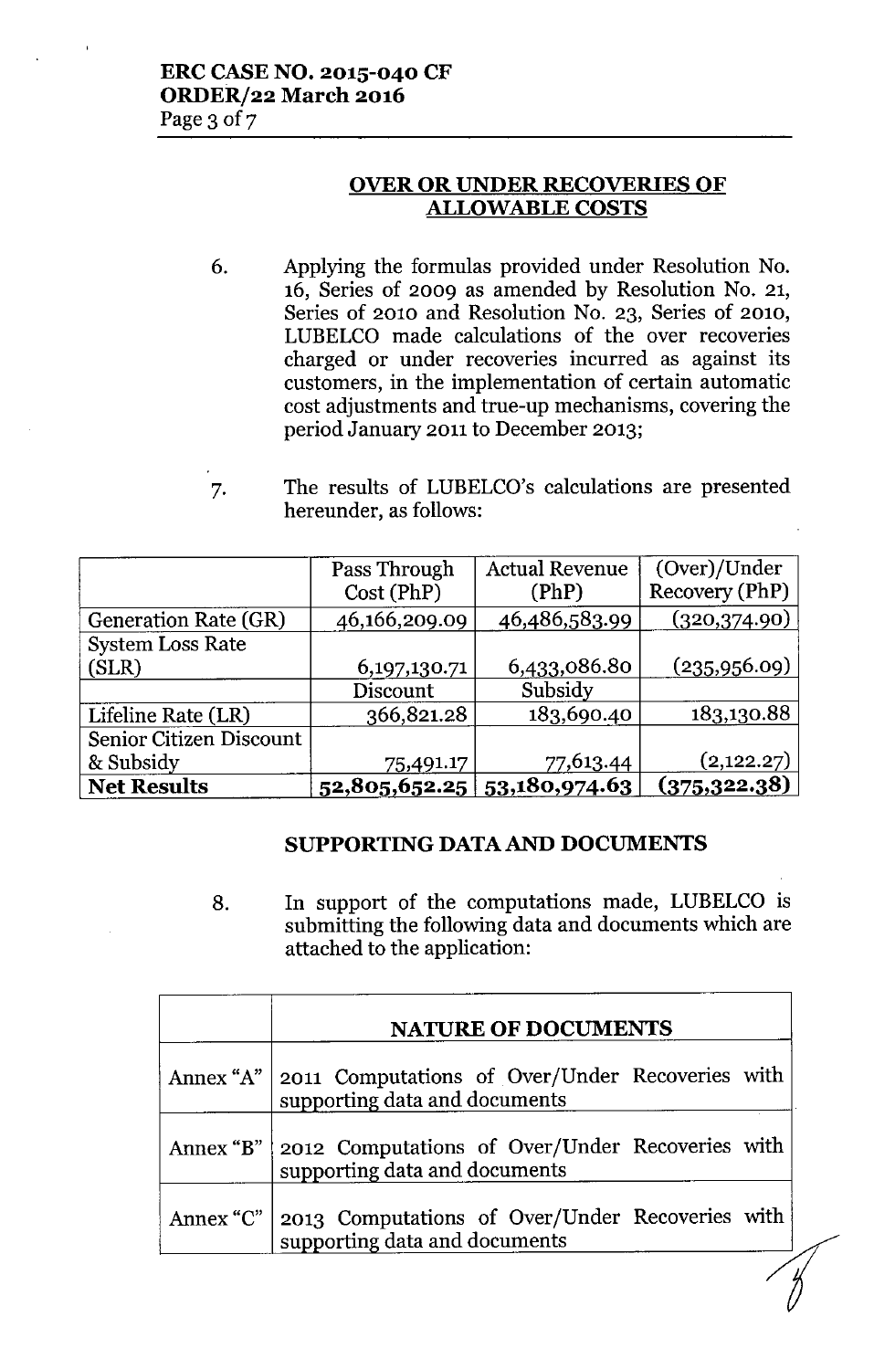## OVER OR UNDER RECOVERIES OF ALLOWABLE COSTS

6. Applying the formulas provided under Resolution No. 16, Series of 2009 as amended by Resolution No. 21, Series of 2010 and Resolution No. 23, Series of 2010, LUBELCO made calculations of the over recoveries charged or under recoveries incurred as against its customers, in the implementation of certain automatic cost adjustments and true-up mechanisms, covering the period January 2011 to December 2013;

7. The results of LUBELCO's calculations are presented hereunder, as follows:

| | Pass Through Cost (PhP) | Actual Revenue (PhP) | (Over)/Under Recovery (PhP) |
|---|---|---|---|
| Generation Rate (GR) | 46,166,209.09 | 46,486,583.99 | (320,374.90) |
| System Loss Rate (SLR) | 6,197,130.71 | 6,433,086.80 | (235,956.09) |
| | Discount | Subsidy | |
| Lifeline Rate (LR) | 366,821.28 | 183,690.40 | 183,130.88 |
| Senior Citizen Discount & Subsidy | 75,491.17 | 77,613.44 | (2,122.27) |
| **Net Results** | **52,805,652.25** | **53,180,974.63** | **(375,322.38)** |

## SUPPORTING DATA AND DOCUMENTS

8. In support of the computations made, LUBELCO is submitting the following data and documents which are attached to the application:

| | NATURE OF DOCUMENTS |
|---|---|
| Annex "A" | 2011 Computations of Over/Under Recoveries with supporting data and documents |
| Annex "B" | 2012 Computations of Over/Under Recoveries with supporting data and documents |
| Annex "C" | 2013 Computations of Over/Under Recoveries with supporting data and documents |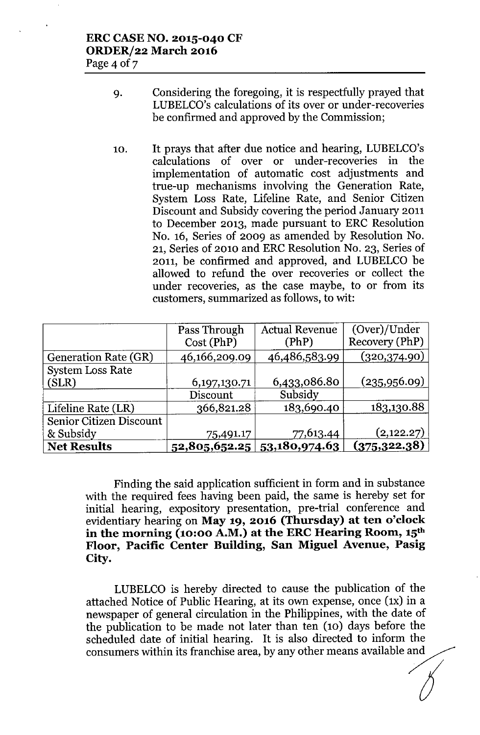9. Considering the foregoing, it is respectfully prayed that LUBELCO's calculations of its over or under-recoveries be confirmed and approved by the Commission;

10. It prays that after due notice and hearing, LUBELCO's calculations of over or under-recoveries in the implementation of automatic cost adjustments and true-up mechanisms involving the Generation Rate, System Loss Rate, Lifeline Rate, and Senior Citizen Discount and Subsidy covering the period January 2011 to December 2013, made pursuant to ERC Resolution No. 16, Series of 2009 as amended by Resolution No. 21, Series of 2010 and ERC Resolution No. 23, Series of 2011, be confirmed and approved, and LUBELCO be allowed to refund the over recoveries or collect the under recoveries, as the case maybe, to or from its customers, summarized as follows, to wit:

| | Pass Through Cost (PhP) | Actual Revenue (PhP) | (Over)/Under Recovery (PhP) |
|---|---|---|---|
| Generation Rate (GR) | 46,166,209.09 | 46,486,583.99 | (320,374.90) |
| System Loss Rate (SLR) | 6,197,130.71 | 6,433,086.80 | (235,956.09) |
| | Discount | Subsidy | |
| Lifeline Rate (LR) | 366,821.28 | 183,690.40 | 183,130.88 |
| Senior Citizen Discount & Subsidy | 75,491.17 | 77,613.44 | (2,122.27) |
| **Net Results** | **52,805,652.25** | **53,180,974.63** | **(375,322.38)** |

Finding the said application sufficient in form and in substance with the required fees having been paid, the same is hereby set for initial hearing, expository presentation, pre-trial conference and evidentiary hearing on **May 19, 2016 (Thursday) at ten o'clock in the morning (10:00 A.M.) at the ERC Hearing Room, 15th Floor, Pacific Center Building, San Miguel Avenue, Pasig City.**

LUBELCO is hereby directed to cause the publication of the attached Notice of Public Hearing, at its own expense, once (1x) in a newspaper of general circulation in the Philippines, with the date of the publication to be made not later than ten (10) days before the scheduled date of initial hearing. It is also directed to inform the consumers within its franchise area, by any other means available and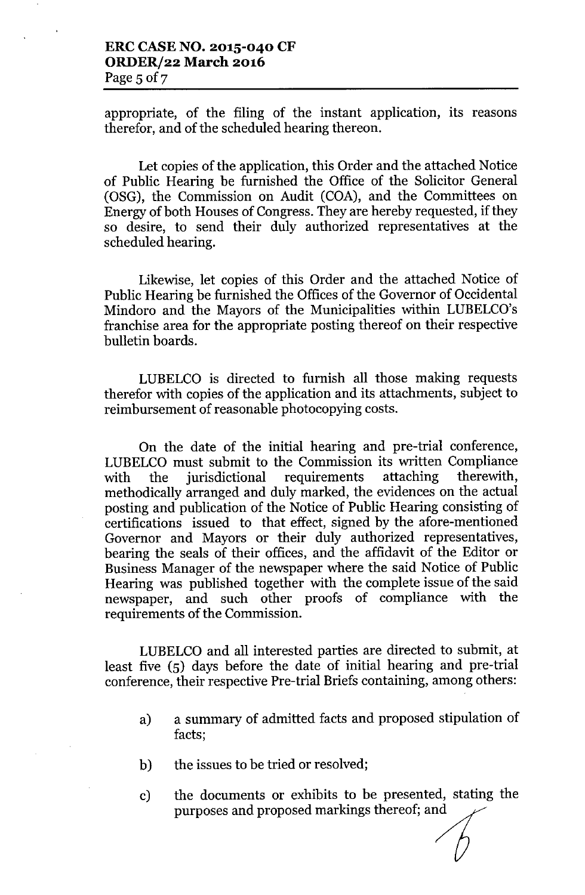appropriate, of the filing of the instant application, its reasons therefor, and of the scheduled hearing thereon.

Let copies of the application, this Order and the attached Notice of Public Hearing be furnished the Office of the Solicitor General (OSG), the Commission on Audit (COA), and the Committees on Energy of both Houses of Congress. They are hereby requested, if they so desire, to send their duly authorized representatives at the scheduled hearing.

Likewise, let copies of this Order and the attached Notice of Public Hearing be furnished the Offices of the Governor of Occidental Mindoro and the Mayors of the Municipalities within LUBELCO's franchise area for the appropriate posting thereof on their respective bulletin boards.

LUBELCO is directed to furnish all those making requests therefor with copies of the application and its attachments, subject to reimbursement of reasonable photocopying costs.

On the date of the initial hearing and pre-trial conference, LUBELCO must submit to the Commission its written Compliance with the jurisdictional requirements attaching therewith, methodically arranged and duly marked, the evidences on the actual posting and publication of the Notice of Public Hearing consisting of certifications issued to that effect, signed by the afore-mentioned Governor and Mayors or their duly authorized representatives, bearing the seals of their offices, and the affidavit of the Editor or Business Manager of the newspaper where the said Notice of Public Hearing was published together with the complete issue of the said newspaper, and such other proofs of compliance with the requirements of the Commission.

LUBELCO and all interested parties are directed to submit, at least five (5) days before the date of initial hearing and pre-trial conference, their respective Pre-trial Briefs containing, among others:

a) a summary of admitted facts and proposed stipulation of facts;

b) the issues to be tried or resolved;

c) the documents or exhibits to be presented, stating the purposes and proposed markings thereof; and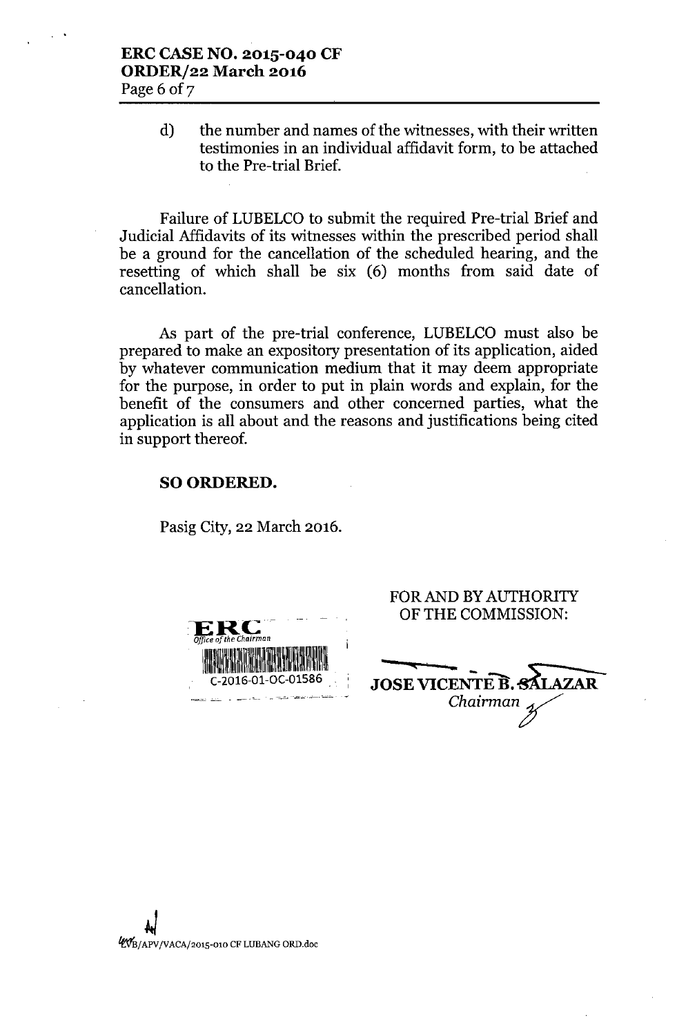d) the number and names of the witnesses, with their written testimonies in an individual affidavit form, to be attached to the Pre-trial Brief.

Failure of LUBELCO to submit the required Pre-trial Brief and Judicial Affidavits of its witnesses within the prescribed period shall be a ground for the cancellation of the scheduled hearing, and the resetting of which shall be six (6) months from said date of cancellation.

As part of the pre-trial conference, LUBELCO must also be prepared to make an expository presentation of its application, aided by whatever communication medium that it may deem appropriate for the purpose, in order to put in plain words and explain, for the benefit of the consumers and other concerned parties, what the application is all about and the reasons and justifications being cited in support thereof.

**SO ORDERED.**

Pasig City, 22 March 2016.

FOR AND BY AUTHORITY OF THE COMMISSION:

ERC
*Office of the Chairman*
C-2016-01-OC-01586

**JOSE VICENTE B. SALAZAR**
*Chairman*

LVB/APV/VACA/2015-010 CF LUBANG ORD.doc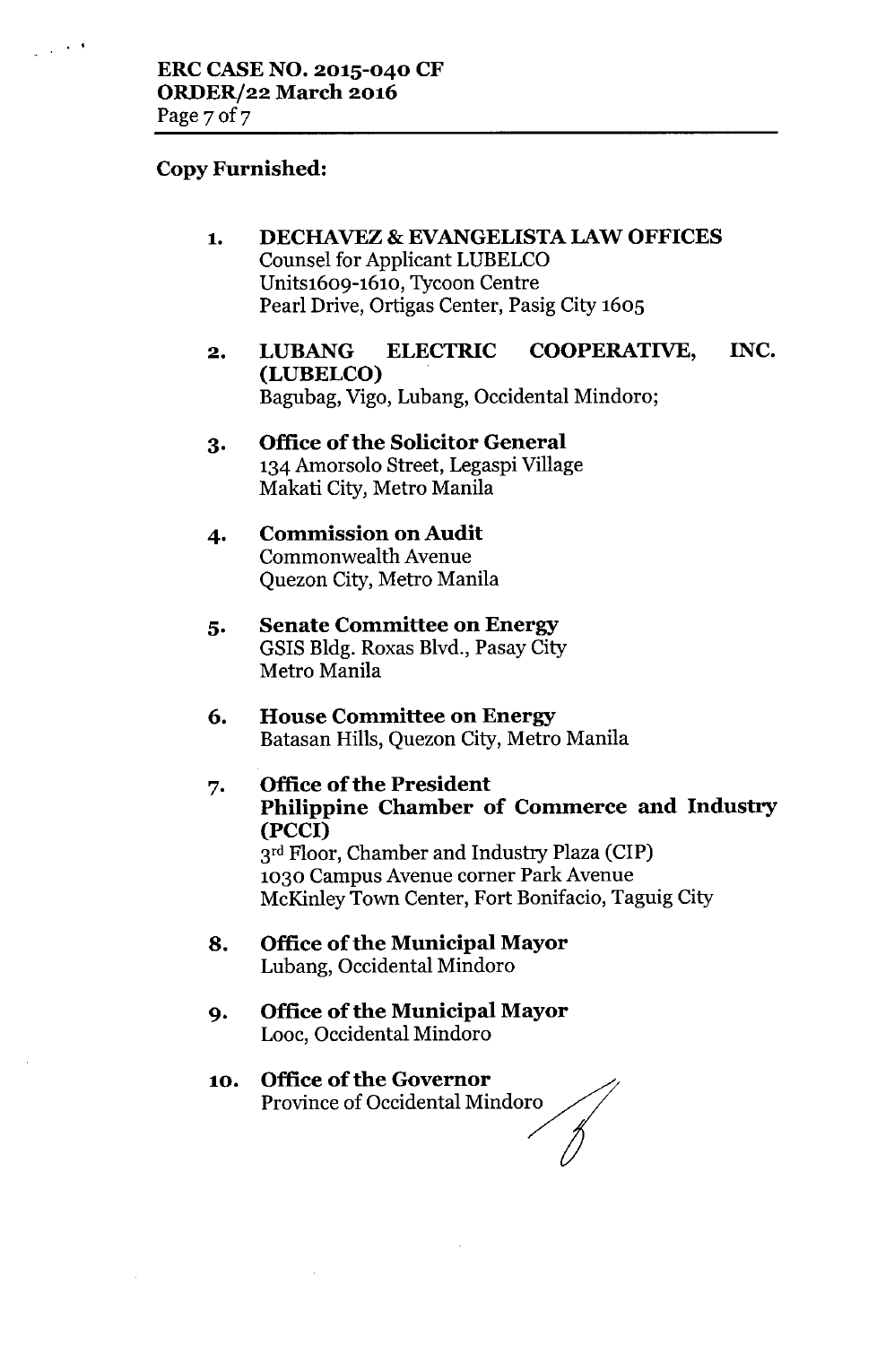**Copy Furnished:**

1. **DECHAVEZ & EVANGELISTA LAW OFFICES**
   Counsel for Applicant LUBELCO
   Units1609-1610, Tycoon Centre
   Pearl Drive, Ortigas Center, Pasig City 1605

2. **LUBANG ELECTRIC COOPERATIVE, INC. (LUBELCO)**
   Bagubag, Vigo, Lubang, Occidental Mindoro;

3. **Office of the Solicitor General**
   134 Amorsolo Street, Legaspi Village
   Makati City, Metro Manila

4. **Commission on Audit**
   Commonwealth Avenue
   Quezon City, Metro Manila

5. **Senate Committee on Energy**
   GSIS Bldg. Roxas Blvd., Pasay City
   Metro Manila

6. **House Committee on Energy**
   Batasan Hills, Quezon City, Metro Manila

7. **Office of the President**
   **Philippine Chamber of Commerce and Industry (PCCI)**
   3rd Floor, Chamber and Industry Plaza (CIP)
   1030 Campus Avenue corner Park Avenue
   McKinley Town Center, Fort Bonifacio, Taguig City

8. **Office of the Municipal Mayor**
   Lubang, Occidental Mindoro

9. **Office of the Municipal Mayor**
   Looc, Occidental Mindoro

10. **Office of the Governor**
    Province of Occidental Mindoro